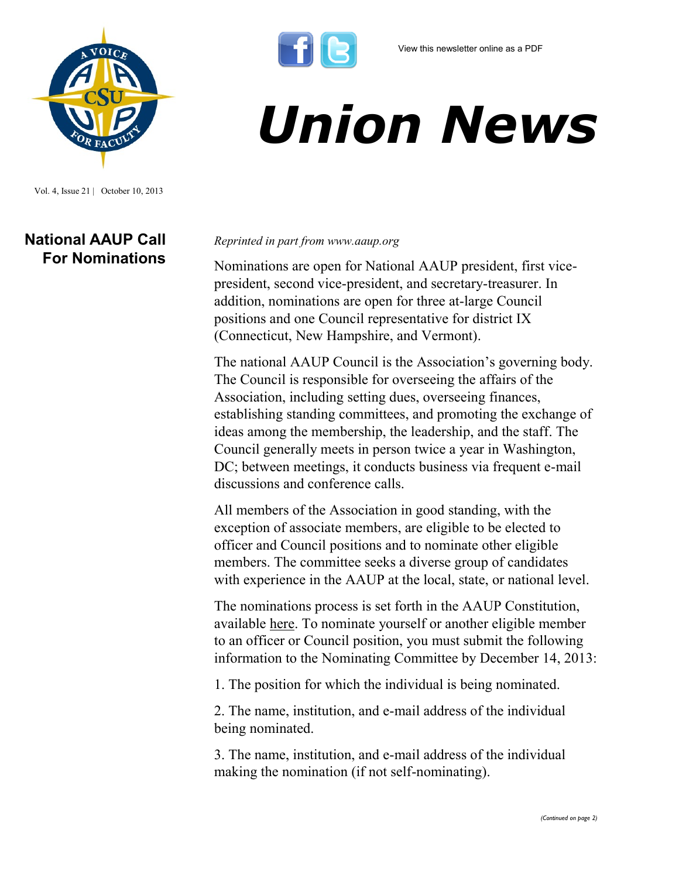View this newsletter online as a PDF

# Union News

Vol. 4, Issue 21 | October 10, 2013

## National AAUP Call For Nominations

*Reprinted in part from www.aaup.org*

Nominations are open for National AAUP president, first vice-president, second vice-president, and secretary-treasurer. In addition, nominations are open for three at-large Council positions and one Council representative for district IX (Connecticut, New Hampshire, and Vermont).

The national AAUP Council is the Association's governing body. The Council is responsible for overseeing the affairs of the Association, including setting dues, overseeing finances, establishing standing committees, and promoting the exchange of ideas among the membership, the leadership, and the staff. The Council generally meets in person twice a year in Washington, DC; between meetings, it conducts business via frequent e-mail discussions and conference calls.

All members of the Association in good standing, with the exception of associate members, are eligible to be elected to officer and Council positions and to nominate other eligible members. The committee seeks a diverse group of candidates with experience in the AAUP at the local, state, or national level.

The nominations process is set forth in the AAUP Constitution, available here. To nominate yourself or another eligible member to an officer or Council position, you must submit the following information to the Nominating Committee by December 14, 2013:

1. The position for which the individual is being nominated.

2. The name, institution, and e-mail address of the individual being nominated.

3. The name, institution, and e-mail address of the individual making the nomination (if not self-nominating).

*(Continued on page 2)*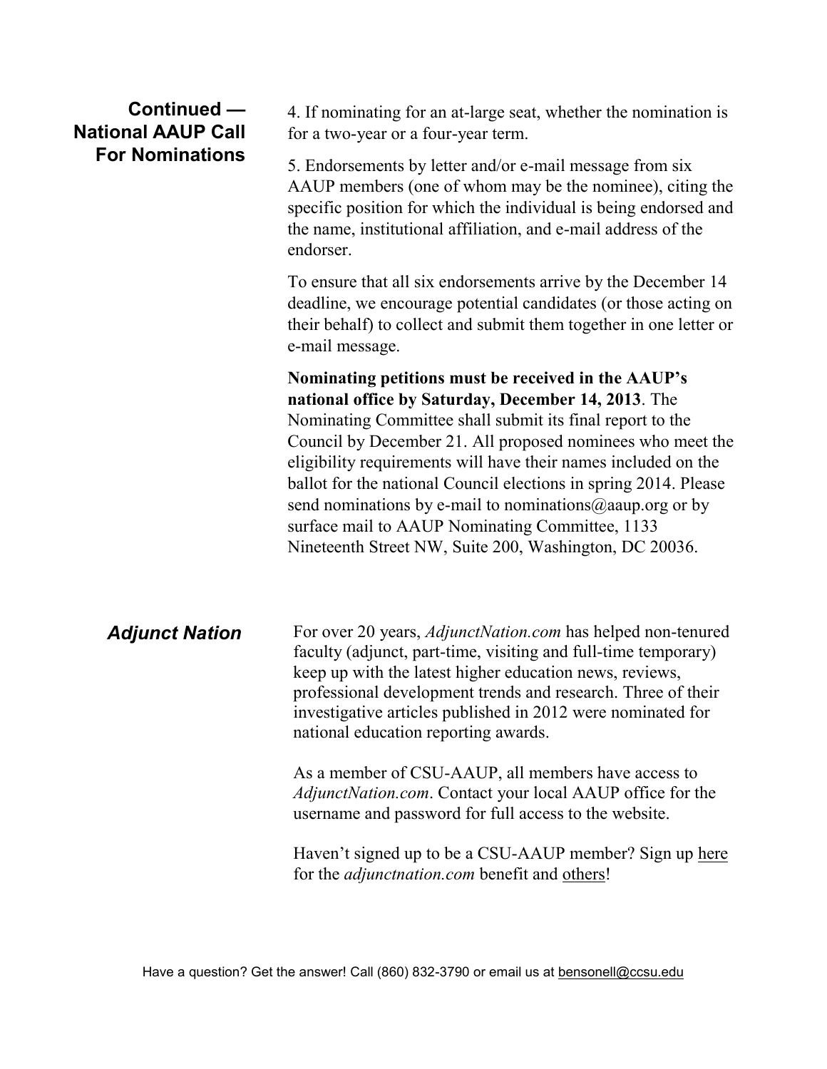## Continued — National AAUP Call For Nominations

4. If nominating for an at-large seat, whether the nomination is for a two-year or a four-year term.

5. Endorsements by letter and/or e-mail message from six AAUP members (one of whom may be the nominee), citing the specific position for which the individual is being endorsed and the name, institutional affiliation, and e-mail address of the endorser.

To ensure that all six endorsements arrive by the December 14 deadline, we encourage potential candidates (or those acting on their behalf) to collect and submit them together in one letter or e-mail message.

**Nominating petitions must be received in the AAUP's national office by Saturday, December 14, 2013**. The Nominating Committee shall submit its final report to the Council by December 21. All proposed nominees who meet the eligibility requirements will have their names included on the ballot for the national Council elections in spring 2014. Please send nominations by e-mail to nominations@aaup.org or by surface mail to AAUP Nominating Committee, 1133 Nineteenth Street NW, Suite 200, Washington, DC 20036.

## *Adjunct Nation*

For over 20 years, *AdjunctNation.com* has helped non-tenured faculty (adjunct, part-time, visiting and full-time temporary) keep up with the latest higher education news, reviews, professional development trends and research. Three of their investigative articles published in 2012 were nominated for national education reporting awards.

As a member of CSU-AAUP, all members have access to *AdjunctNation.com*. Contact your local AAUP office for the username and password for full access to the website.

Haven't signed up to be a CSU-AAUP member? Sign up here for the *adjunctnation.com* benefit and others!

Have a question? Get the answer! Call (860) 832-3790 or email us at bensonell@ccsu.edu